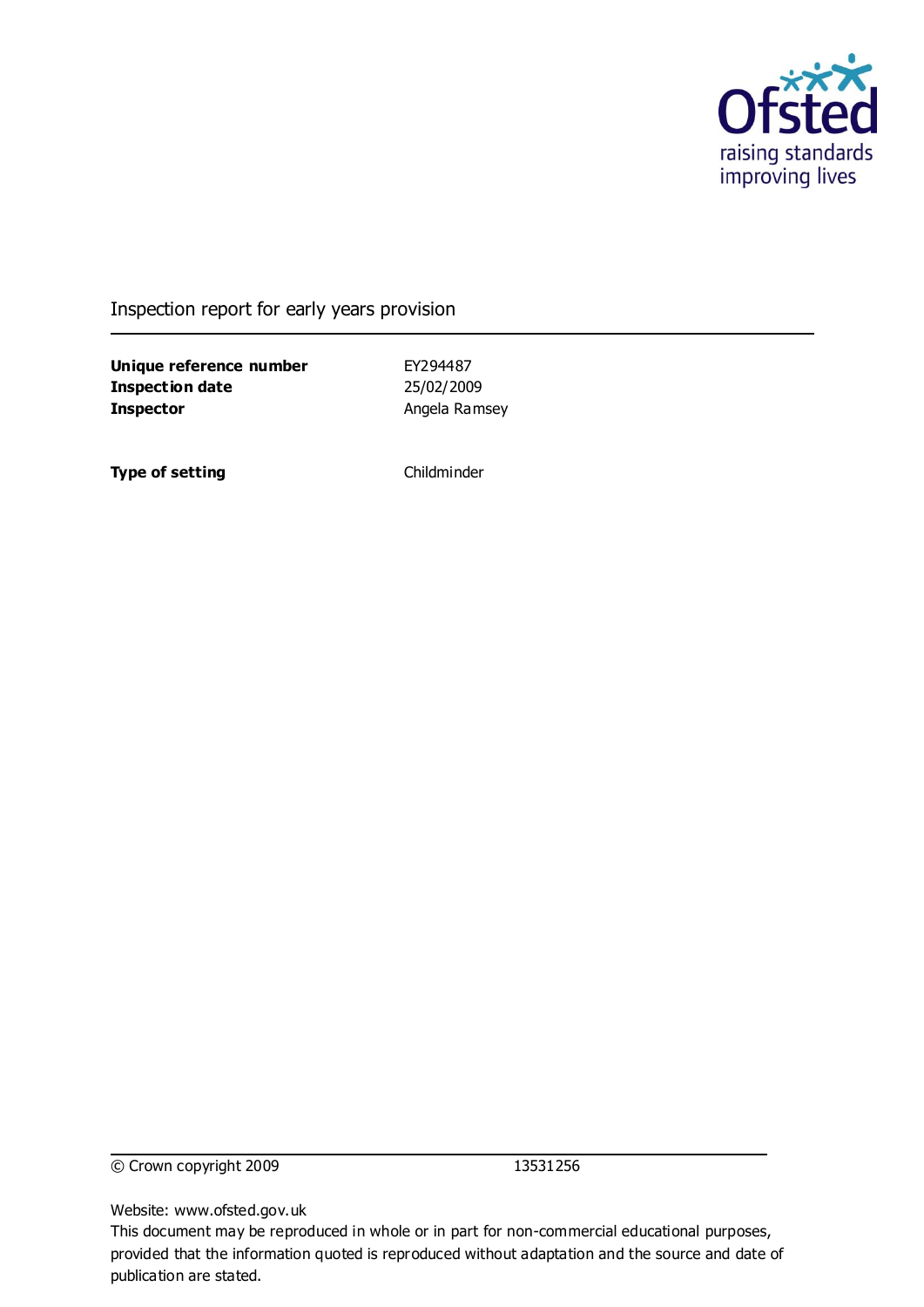Ofsted
raising standards
improving lives

Inspection report for early years provision

| | |
|---|---|
| **Unique reference number** | EY294487 |
| **Inspection date** | 25/02/2009 |
| **Inspector** | Angela Ramsey |
| | |
| **Type of setting** | Childminder |

© Crown copyright 2009 13531256

Website: www.ofsted.gov.uk
This document may be reproduced in whole or in part for non-commercial educational purposes, provided that the information quoted is reproduced without adaptation and the source and date of publication are stated.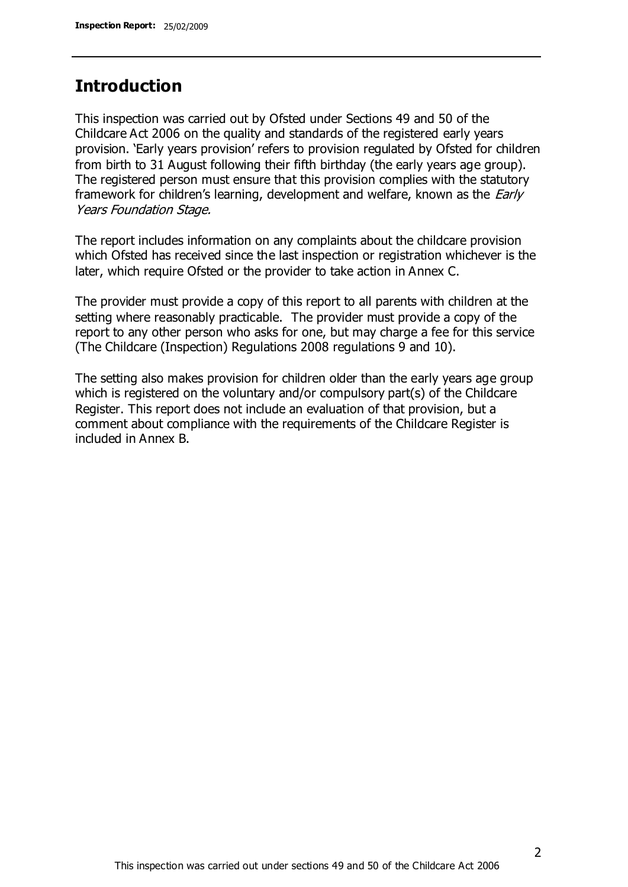## Introduction

This inspection was carried out by Ofsted under Sections 49 and 50 of the Childcare Act 2006 on the quality and standards of the registered early years provision. 'Early years provision' refers to provision regulated by Ofsted for children from birth to 31 August following their fifth birthday (the early years age group). The registered person must ensure that this provision complies with the statutory framework for children's learning, development and welfare, known as the *Early Years Foundation Stage.*

The report includes information on any complaints about the childcare provision which Ofsted has received since the last inspection or registration whichever is the later, which require Ofsted or the provider to take action in Annex C.

The provider must provide a copy of this report to all parents with children at the setting where reasonably practicable. The provider must provide a copy of the report to any other person who asks for one, but may charge a fee for this service (The Childcare (Inspection) Regulations 2008 regulations 9 and 10).

The setting also makes provision for children older than the early years age group which is registered on the voluntary and/or compulsory part(s) of the Childcare Register. This report does not include an evaluation of that provision, but a comment about compliance with the requirements of the Childcare Register is included in Annex B.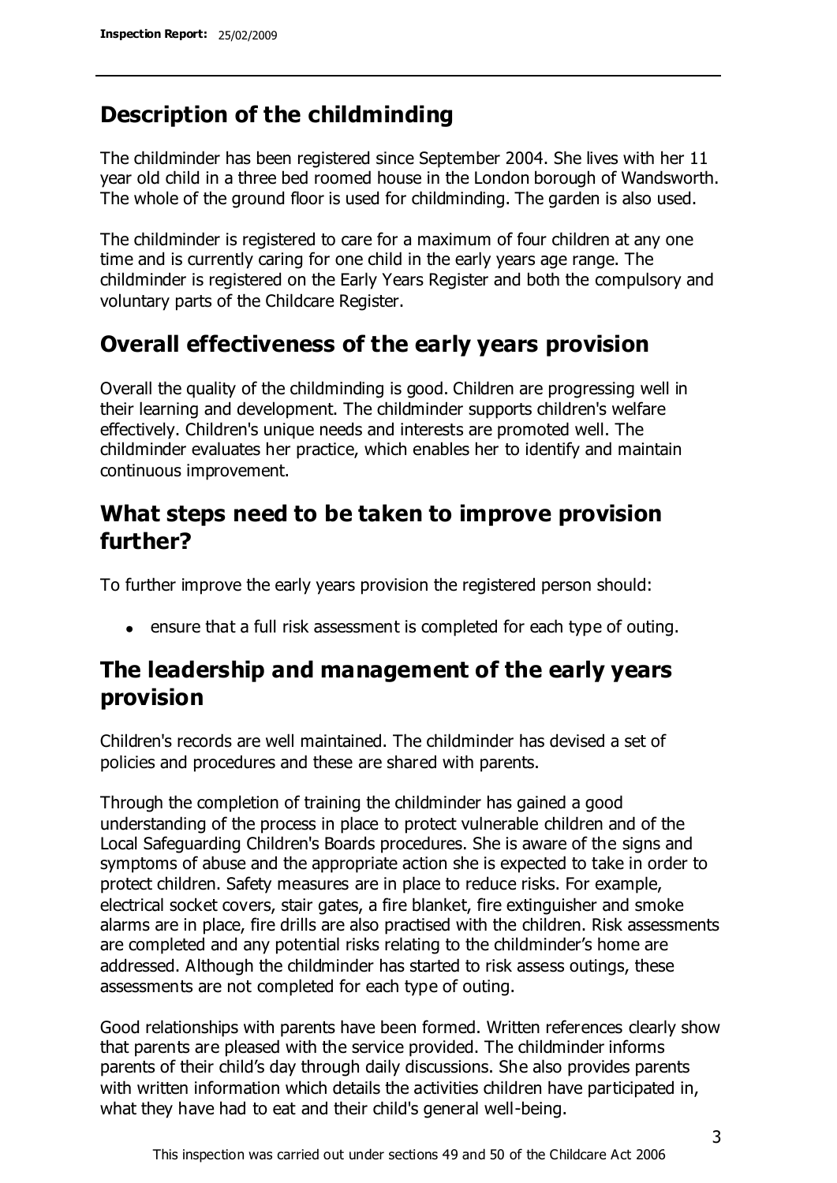## Description of the childminding

The childminder has been registered since September 2004. She lives with her 11 year old child in a three bed roomed house in the London borough of Wandsworth. The whole of the ground floor is used for childminding. The garden is also used.

The childminder is registered to care for a maximum of four children at any one time and is currently caring for one child in the early years age range. The childminder is registered on the Early Years Register and both the compulsory and voluntary parts of the Childcare Register.

## Overall effectiveness of the early years provision

Overall the quality of the childminding is good. Children are progressing well in their learning and development. The childminder supports children's welfare effectively. Children's unique needs and interests are promoted well. The childminder evaluates her practice, which enables her to identify and maintain continuous improvement.

## What steps need to be taken to improve provision further?

To further improve the early years provision the registered person should:

- ensure that a full risk assessment is completed for each type of outing.

## The leadership and management of the early years provision

Children's records are well maintained. The childminder has devised a set of policies and procedures and these are shared with parents.

Through the completion of training the childminder has gained a good understanding of the process in place to protect vulnerable children and of the Local Safeguarding Children's Boards procedures. She is aware of the signs and symptoms of abuse and the appropriate action she is expected to take in order to protect children. Safety measures are in place to reduce risks. For example, electrical socket covers, stair gates, a fire blanket, fire extinguisher and smoke alarms are in place, fire drills are also practised with the children. Risk assessments are completed and any potential risks relating to the childminder's home are addressed. Although the childminder has started to risk assess outings, these assessments are not completed for each type of outing.

Good relationships with parents have been formed. Written references clearly show that parents are pleased with the service provided. The childminder informs parents of their child's day through daily discussions. She also provides parents with written information which details the activities children have participated in, what they have had to eat and their child's general well-being.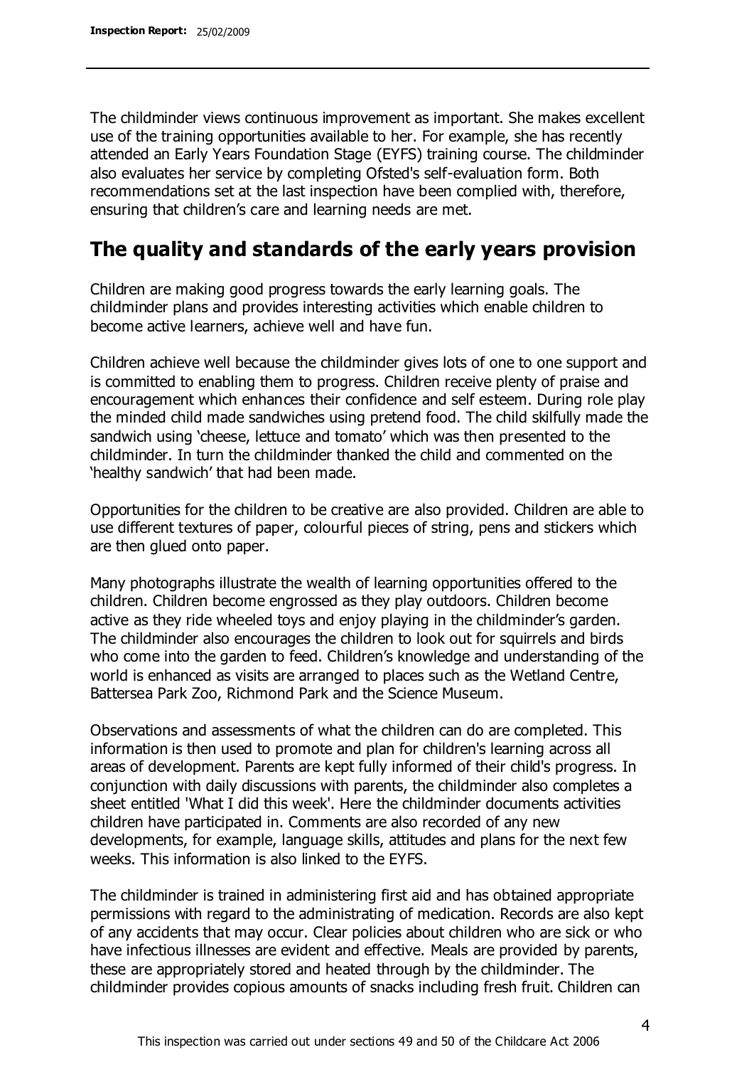The childminder views continuous improvement as important. She makes excellent use of the training opportunities available to her. For example, she has recently attended an Early Years Foundation Stage (EYFS) training course. The childminder also evaluates her service by completing Ofsted's self-evaluation form. Both recommendations set at the last inspection have been complied with, therefore, ensuring that children's care and learning needs are met.

## The quality and standards of the early years provision

Children are making good progress towards the early learning goals. The childminder plans and provides interesting activities which enable children to become active learners, achieve well and have fun.

Children achieve well because the childminder gives lots of one to one support and is committed to enabling them to progress. Children receive plenty of praise and encouragement which enhances their confidence and self esteem. During role play the minded child made sandwiches using pretend food. The child skilfully made the sandwich using 'cheese, lettuce and tomato' which was then presented to the childminder. In turn the childminder thanked the child and commented on the 'healthy sandwich' that had been made.

Opportunities for the children to be creative are also provided. Children are able to use different textures of paper, colourful pieces of string, pens and stickers which are then glued onto paper.

Many photographs illustrate the wealth of learning opportunities offered to the children. Children become engrossed as they play outdoors. Children become active as they ride wheeled toys and enjoy playing in the childminder's garden. The childminder also encourages the children to look out for squirrels and birds who come into the garden to feed. Children's knowledge and understanding of the world is enhanced as visits are arranged to places such as the Wetland Centre, Battersea Park Zoo, Richmond Park and the Science Museum.

Observations and assessments of what the children can do are completed. This information is then used to promote and plan for children's learning across all areas of development. Parents are kept fully informed of their child's progress. In conjunction with daily discussions with parents, the childminder also completes a sheet entitled 'What I did this week'. Here the childminder documents activities children have participated in. Comments are also recorded of any new developments, for example, language skills, attitudes and plans for the next few weeks. This information is also linked to the EYFS.

The childminder is trained in administering first aid and has obtained appropriate permissions with regard to the administrating of medication. Records are also kept of any accidents that may occur. Clear policies about children who are sick or who have infectious illnesses are evident and effective. Meals are provided by parents, these are appropriately stored and heated through by the childminder. The childminder provides copious amounts of snacks including fresh fruit. Children can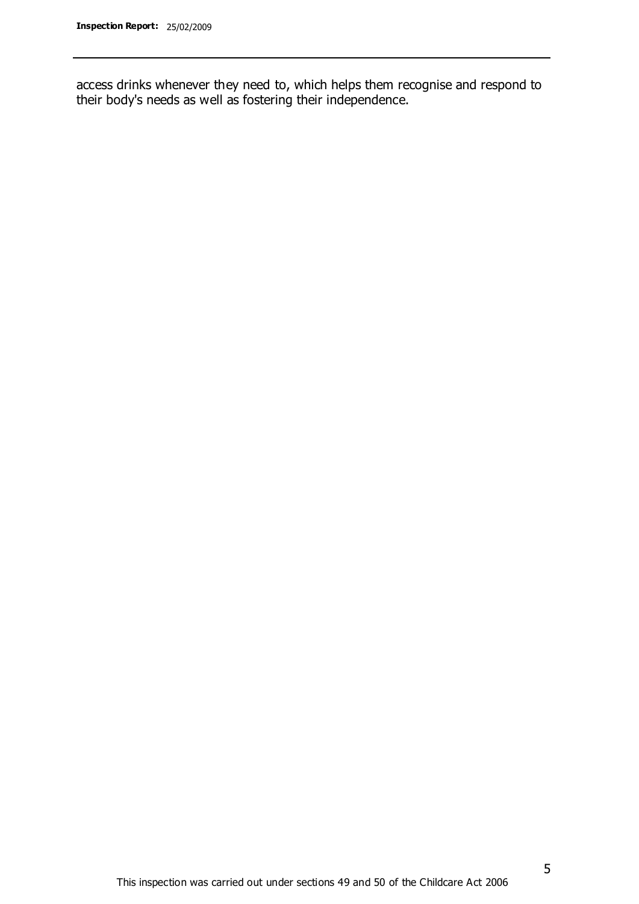access drinks whenever they need to, which helps them recognise and respond to their body's needs as well as fostering their independence.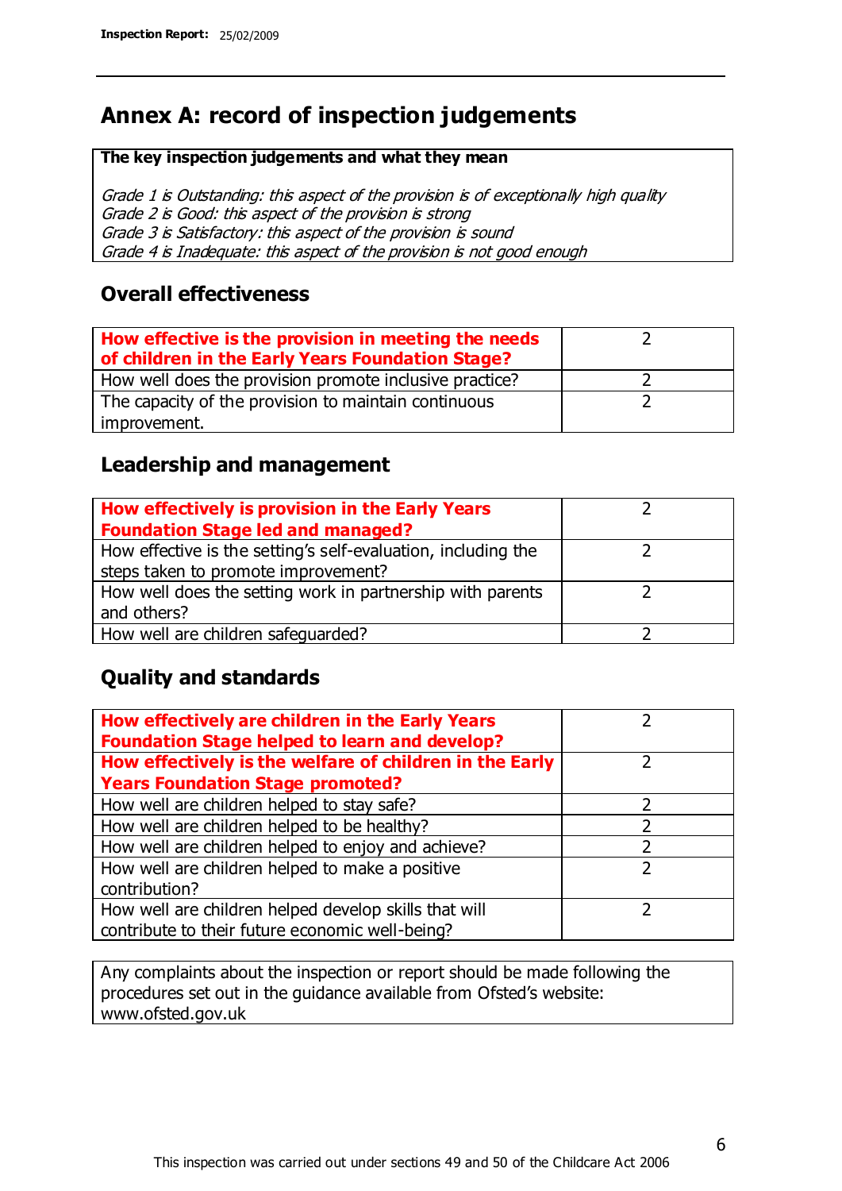# Annex A: record of inspection judgements

| **The key inspection judgements and what they mean** |
|---|
| *Grade 1 is Outstanding: this aspect of the provision is of exceptionally high quality*<br>*Grade 2 is Good: this aspect of the provision is strong*<br>*Grade 3 is Satisfactory: this aspect of the provision is sound*<br>*Grade 4 is Inadequate: this aspect of the provision is not good enough* |

## Overall effectiveness

| | |
|---|---|
| **How effective is the provision in meeting the needs of children in the Early Years Foundation Stage?** | 2 |
| How well does the provision promote inclusive practice? | 2 |
| The capacity of the provision to maintain continuous improvement. | 2 |

## Leadership and management

| | |
|---|---|
| **How effectively is provision in the Early Years Foundation Stage led and managed?** | 2 |
| How effective is the setting's self-evaluation, including the steps taken to promote improvement? | 2 |
| How well does the setting work in partnership with parents and others? | 2 |
| How well are children safeguarded? | 2 |

## Quality and standards

| | |
|---|---|
| **How effectively are children in the Early Years Foundation Stage helped to learn and develop?** | 2 |
| **How effectively is the welfare of children in the Early Years Foundation Stage promoted?** | 2 |
| How well are children helped to stay safe? | 2 |
| How well are children helped to be healthy? | 2 |
| How well are children helped to enjoy and achieve? | 2 |
| How well are children helped to make a positive contribution? | 2 |
| How well are children helped develop skills that will contribute to their future economic well-being? | 2 |

| Any complaints about the inspection or report should be made following the procedures set out in the guidance available from Ofsted's website: www.ofsted.gov.uk |
|---|

This inspection was carried out under sections 49 and 50 of the Childcare Act 2006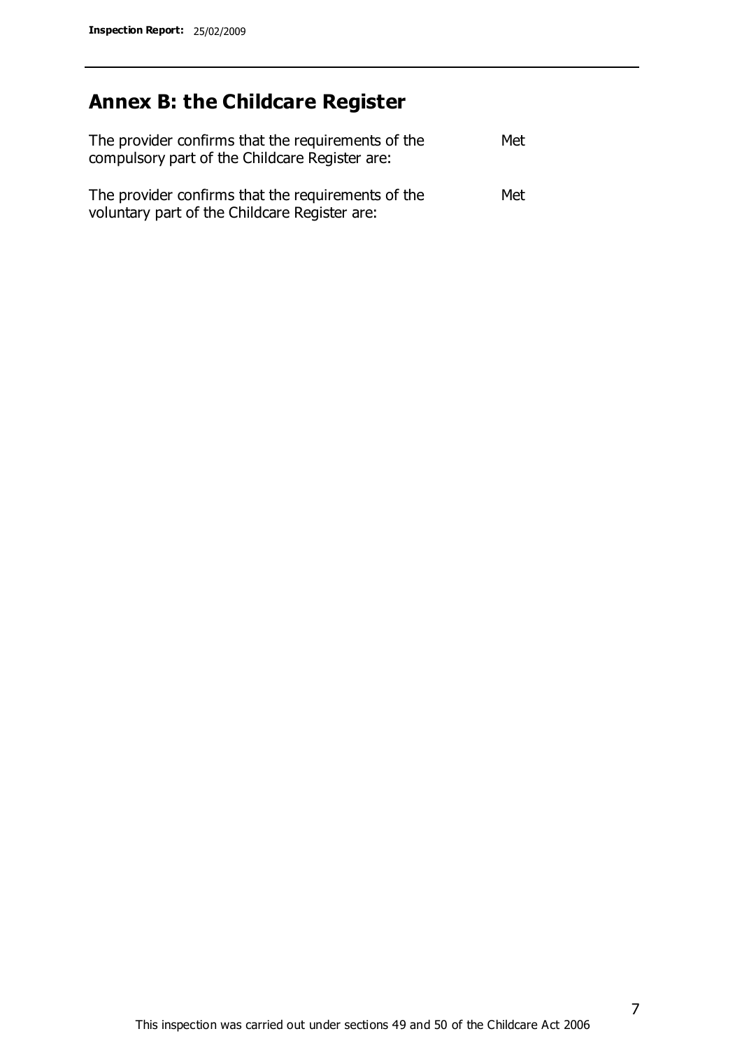# Annex B: the Childcare Register

| | |
|---|---|
| The provider confirms that the requirements of the compulsory part of the Childcare Register are: | Met |
| The provider confirms that the requirements of the voluntary part of the Childcare Register are: | Met |

This inspection was carried out under sections 49 and 50 of the Childcare Act 2006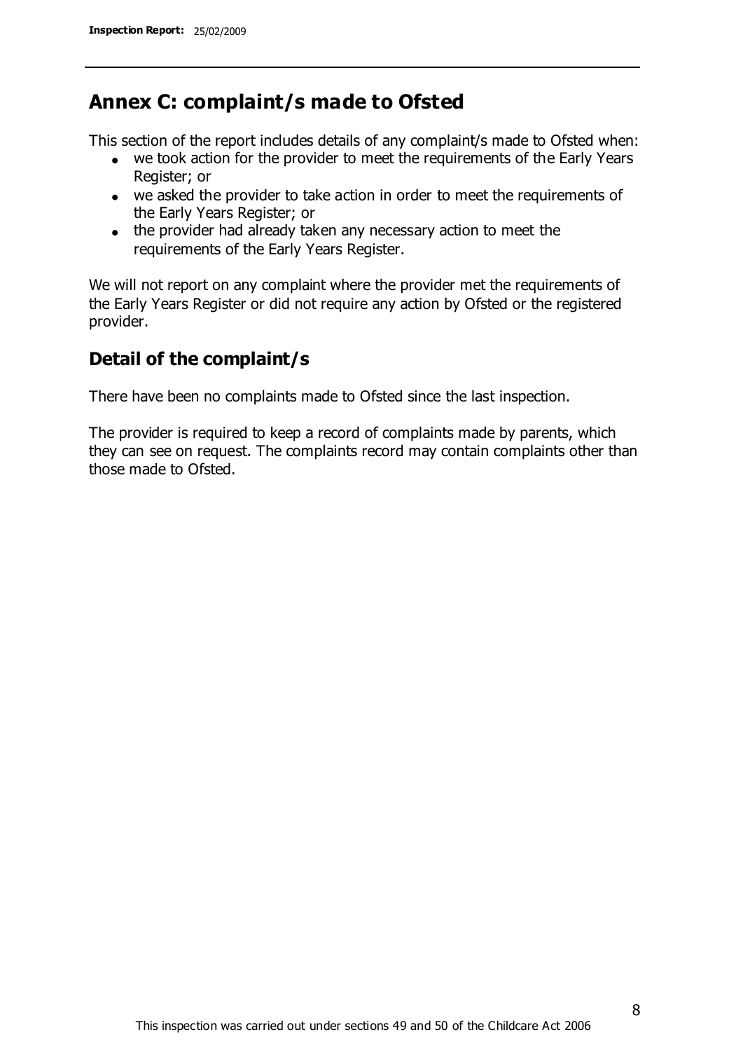## Annex C: complaint/s made to Ofsted

This section of the report includes details of any complaint/s made to Ofsted when:

- we took action for the provider to meet the requirements of the Early Years Register; or
- we asked the provider to take action in order to meet the requirements of the Early Years Register; or
- the provider had already taken any necessary action to meet the requirements of the Early Years Register.

We will not report on any complaint where the provider met the requirements of the Early Years Register or did not require any action by Ofsted or the registered provider.

### Detail of the complaint/s

There have been no complaints made to Ofsted since the last inspection.

The provider is required to keep a record of complaints made by parents, which they can see on request. The complaints record may contain complaints other than those made to Ofsted.